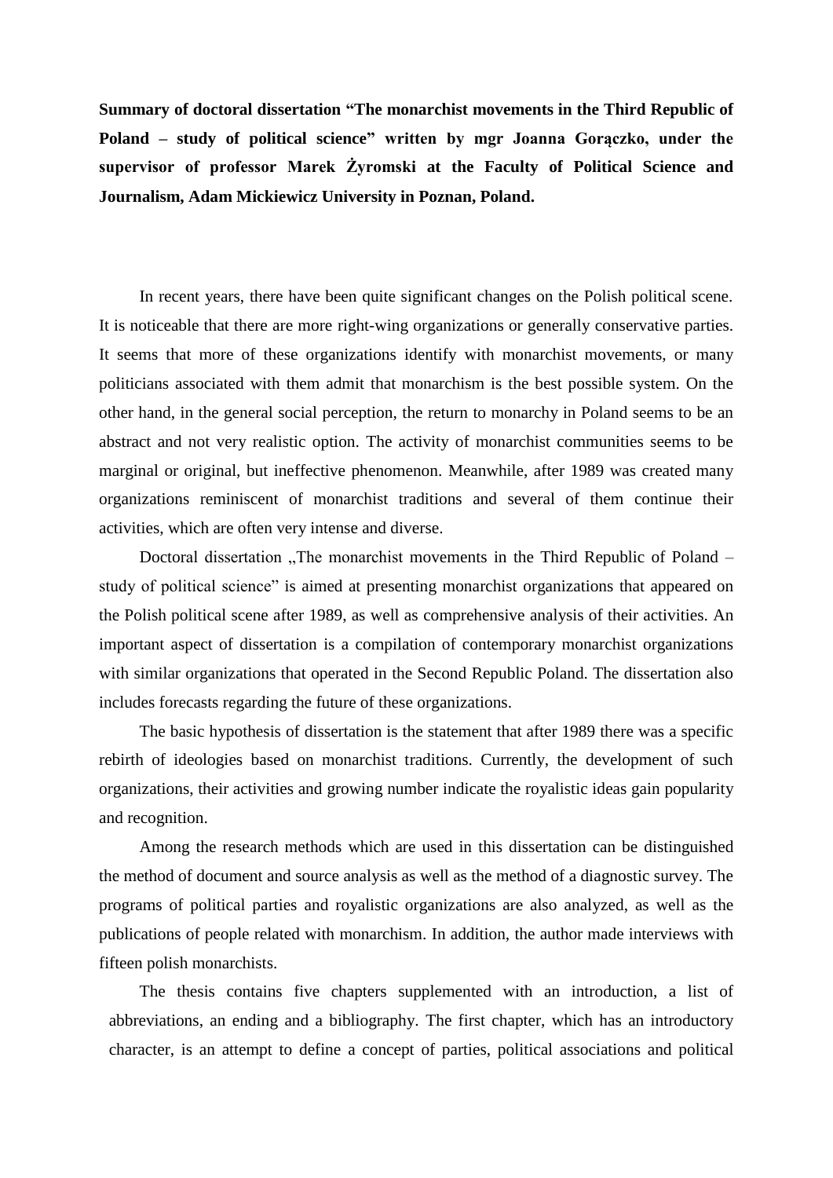**Summary of doctoral dissertation "The monarchist movements in the Third Republic of Poland – study of political science" written by mgr Joanna Gorączko, under the supervisor of professor Marek Żyromski at the Faculty of Political Science and Journalism, Adam Mickiewicz University in Poznan, Poland.**

In recent years, there have been quite significant changes on the Polish political scene. It is noticeable that there are more right-wing organizations or generally conservative parties. It seems that more of these organizations identify with monarchist movements, or many politicians associated with them admit that monarchism is the best possible system. On the other hand, in the general social perception, the return to monarchy in Poland seems to be an abstract and not very realistic option. The activity of monarchist communities seems to be marginal or original, but ineffective phenomenon. Meanwhile, after 1989 was created many organizations reminiscent of monarchist traditions and several of them continue their activities, which are often very intense and diverse.

Doctoral dissertation „The monarchist movements in the Third Republic of Poland – study of political science" is aimed at presenting monarchist organizations that appeared on the Polish political scene after 1989, as well as comprehensive analysis of their activities. An important aspect of dissertation is a compilation of contemporary monarchist organizations with similar organizations that operated in the Second Republic Poland. The dissertation also includes forecasts regarding the future of these organizations.

The basic hypothesis of dissertation is the statement that after 1989 there was a specific rebirth of ideologies based on monarchist traditions. Currently, the development of such organizations, their activities and growing number indicate the royalistic ideas gain popularity and recognition.

Among the research methods which are used in this dissertation can be distinguished the method of document and source analysis as well as the method of a diagnostic survey. The programs of political parties and royalistic organizations are also analyzed, as well as the publications of people related with monarchism. In addition, the author made interviews with fifteen polish monarchists.

The thesis contains five chapters supplemented with an introduction, a list of abbreviations, an ending and a bibliography. The first chapter, which has an introductory character, is an attempt to define a concept of parties, political associations and political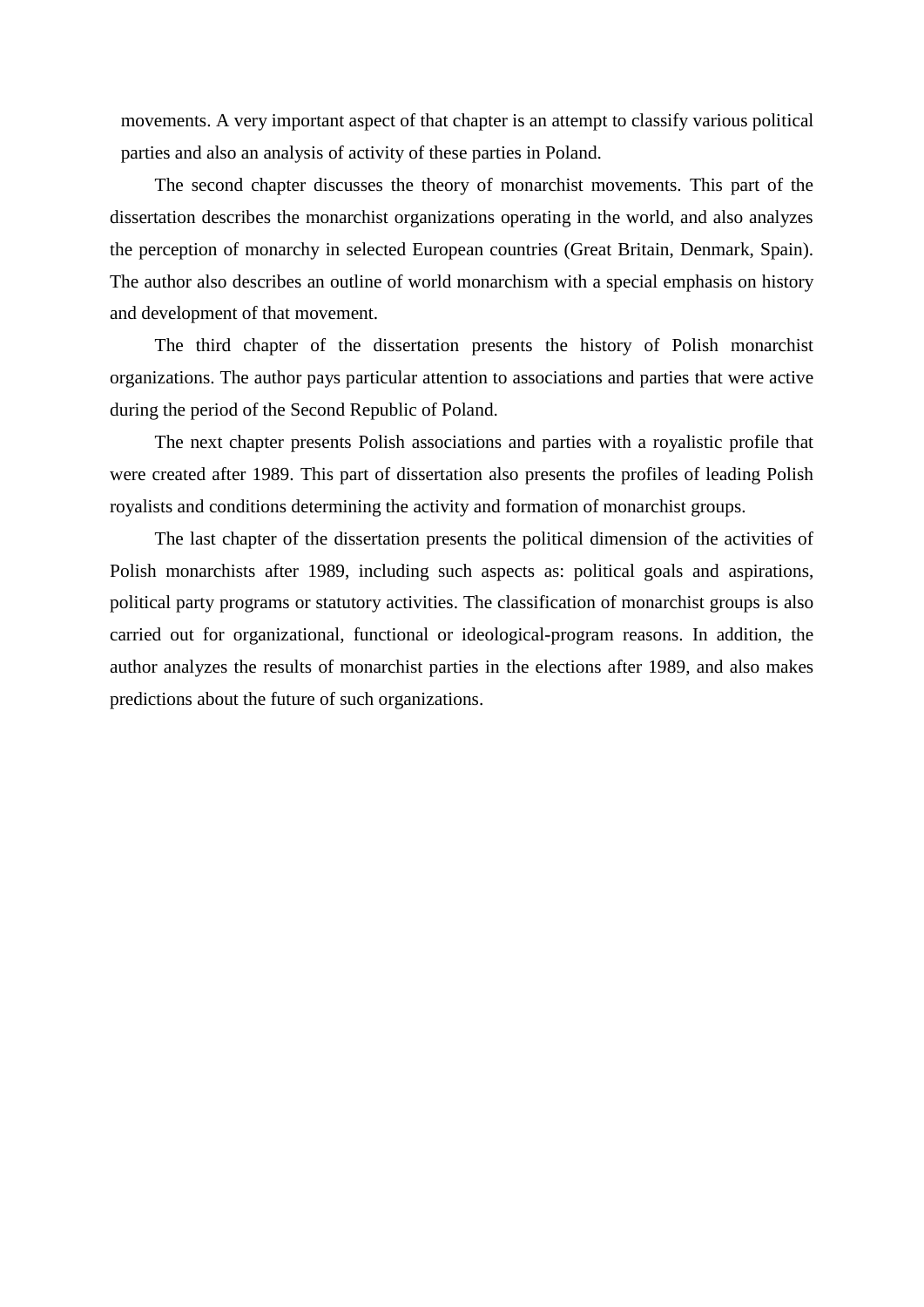movements. A very important aspect of that chapter is an attempt to classify various political parties and also an analysis of activity of these parties in Poland.

The second chapter discusses the theory of monarchist movements. This part of the dissertation describes the monarchist organizations operating in the world, and also analyzes the perception of monarchy in selected European countries (Great Britain, Denmark, Spain). The author also describes an outline of world monarchism with a special emphasis on history and development of that movement.

The third chapter of the dissertation presents the history of Polish monarchist organizations. The author pays particular attention to associations and parties that were active during the period of the Second Republic of Poland.

The next chapter presents Polish associations and parties with a royalistic profile that were created after 1989. This part of dissertation also presents the profiles of leading Polish royalists and conditions determining the activity and formation of monarchist groups.

The last chapter of the dissertation presents the political dimension of the activities of Polish monarchists after 1989, including such aspects as: political goals and aspirations, political party programs or statutory activities. The classification of monarchist groups is also carried out for organizational, functional or ideological-program reasons. In addition, the author analyzes the results of monarchist parties in the elections after 1989, and also makes predictions about the future of such organizations.